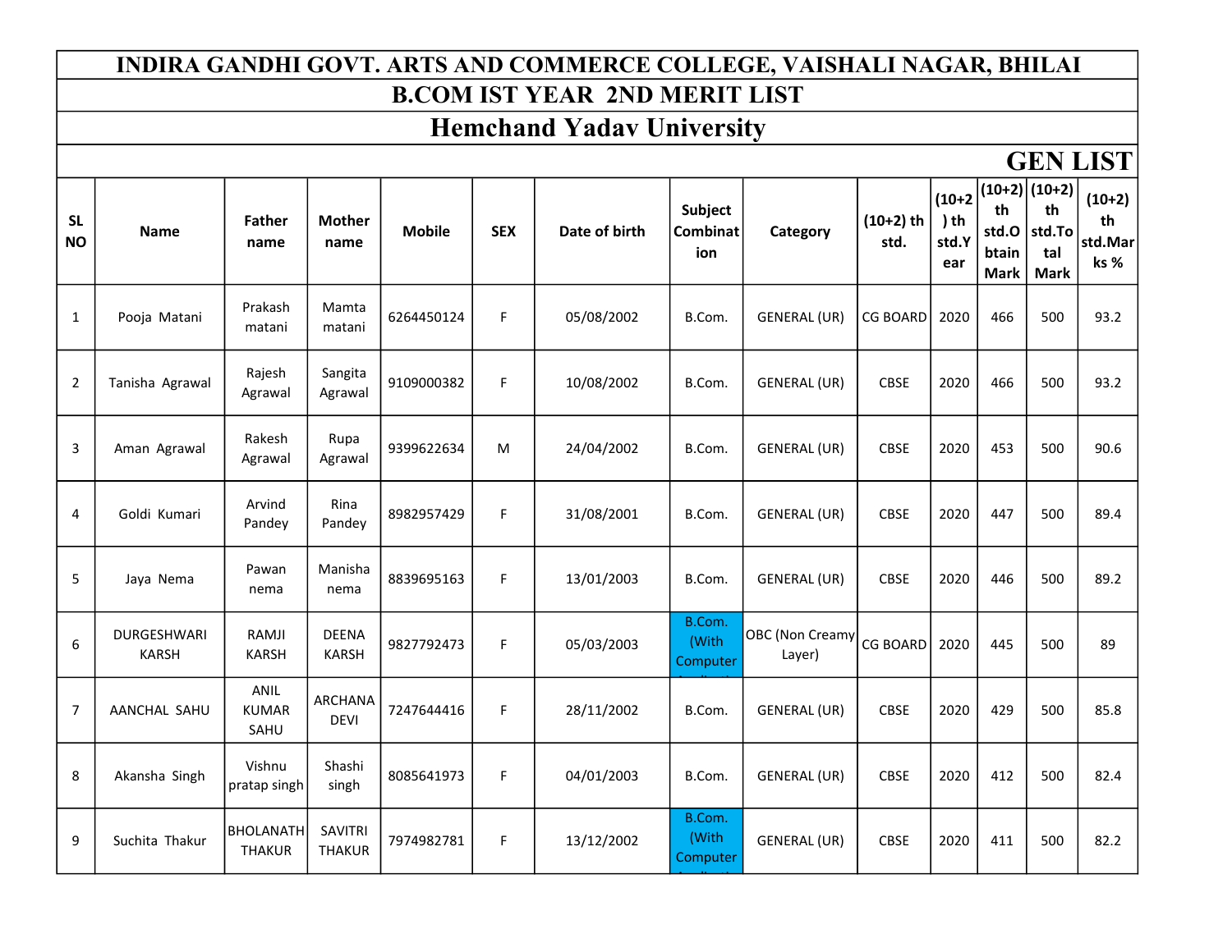# INDIRA GANDHI GOVT. ARTS AND COMMERCE COLLEGE, VAISHALI NAGAR, BHILAI

## B.COM IST YEAR 2ND MERIT LIST

## Hemchand Yadav University

### GEN LIST

| SL NO | Name | Father name | Mother name | Mobile | SEX | Date of birth | Subject Combination | Category | (10+2) th std. | (10+2) th std.Year | (10+2) th std.Obtain Mark | (10+2) th std.Total Mark | (10+2) th std.Marks % |
|---|---|---|---|---|---|---|---|---|---|---|---|---|---|
| 1 | Pooja Matani | Prakash matani | Mamta matani | 6264450124 | F | 05/08/2002 | B.Com. | GENERAL (UR) | CG BOARD | 2020 | 466 | 500 | 93.2 |
| 2 | Tanisha Agrawal | Rajesh Agrawal | Sangita Agrawal | 9109000382 | F | 10/08/2002 | B.Com. | GENERAL (UR) | CBSE | 2020 | 466 | 500 | 93.2 |
| 3 | Aman Agrawal | Rakesh Agrawal | Rupa Agrawal | 9399622634 | M | 24/04/2002 | B.Com. | GENERAL (UR) | CBSE | 2020 | 453 | 500 | 90.6 |
| 4 | Goldi Kumari | Arvind Pandey | Rina Pandey | 8982957429 | F | 31/08/2001 | B.Com. | GENERAL (UR) | CBSE | 2020 | 447 | 500 | 89.4 |
| 5 | Jaya Nema | Pawan nema | Manisha nema | 8839695163 | F | 13/01/2003 | B.Com. | GENERAL (UR) | CBSE | 2020 | 446 | 500 | 89.2 |
| 6 | DURGESHWARI KARSH | RAMJI KARSH | DEENA KARSH | 9827792473 | F | 05/03/2003 | B.Com. (With Computer | OBC (Non Creamy Layer) | CG BOARD | 2020 | 445 | 500 | 89 |
| 7 | AANCHAL SAHU | ANIL KUMAR SAHU | ARCHANA DEVI | 7247644416 | F | 28/11/2002 | B.Com. | GENERAL (UR) | CBSE | 2020 | 429 | 500 | 85.8 |
| 8 | Akansha Singh | Vishnu pratap singh | Shashi singh | 8085641973 | F | 04/01/2003 | B.Com. | GENERAL (UR) | CBSE | 2020 | 412 | 500 | 82.4 |
| 9 | Suchita Thakur | BHOLANATH THAKUR | SAVITRI THAKUR | 7974982781 | F | 13/12/2002 | B.Com. (With Computer | GENERAL (UR) | CBSE | 2020 | 411 | 500 | 82.2 |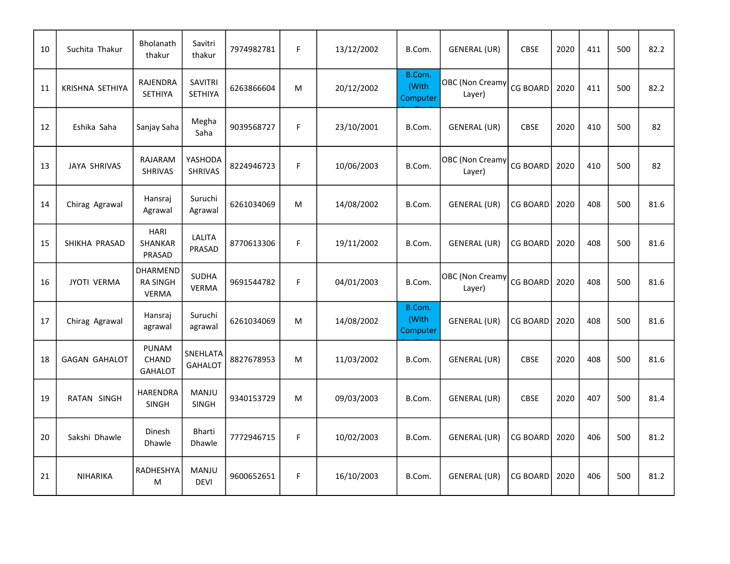| 10 | Suchita Thakur | Bholanath thakur | Savitri thakur | 7974982781 | F | 13/12/2002 | B.Com. | GENERAL (UR) | CBSE | 2020 | 411 | 500 | 82.2 |
|---|---|---|---|---|---|---|---|---|---|---|---|---|---|
| 11 | KRISHNA SETHIYA | RAJENDRA SETHIYA | SAVITRI SETHIYA | 6263866604 | M | 20/12/2002 | B.Com. (With Computer | OBC (Non Creamy Layer) | CG BOARD | 2020 | 411 | 500 | 82.2 |
| 12 | Eshika Saha | Sanjay Saha | Megha Saha | 9039568727 | F | 23/10/2001 | B.Com. | GENERAL (UR) | CBSE | 2020 | 410 | 500 | 82 |
| 13 | JAYA SHRIVAS | RAJARAM SHRIVAS | YASHODA SHRIVAS | 8224946723 | F | 10/06/2003 | B.Com. | OBC (Non Creamy Layer) | CG BOARD | 2020 | 410 | 500 | 82 |
| 14 | Chirag Agrawal | Hansraj Agrawal | Suruchi Agrawal | 6261034069 | M | 14/08/2002 | B.Com. | GENERAL (UR) | CG BOARD | 2020 | 408 | 500 | 81.6 |
| 15 | SHIKHA PRASAD | HARI SHANKAR PRASAD | LALITA PRASAD | 8770613306 | F | 19/11/2002 | B.Com. | GENERAL (UR) | CG BOARD | 2020 | 408 | 500 | 81.6 |
| 16 | JYOTI VERMA | DHARMENDRA SINGH VERMA | SUDHA VERMA | 9691544782 | F | 04/01/2003 | B.Com. | OBC (Non Creamy Layer) | CG BOARD | 2020 | 408 | 500 | 81.6 |
| 17 | Chirag Agrawal | Hansraj agrawal | Suruchi agrawal | 6261034069 | M | 14/08/2002 | B.Com. (With Computer | GENERAL (UR) | CG BOARD | 2020 | 408 | 500 | 81.6 |
| 18 | GAGAN GAHALOT | PUNAM CHAND GAHALOT | SNEHLATA GAHALOT | 8827678953 | M | 11/03/2002 | B.Com. | GENERAL (UR) | CBSE | 2020 | 408 | 500 | 81.6 |
| 19 | RATAN SINGH | HARENDRA SINGH | MANJU SINGH | 9340153729 | M | 09/03/2003 | B.Com. | GENERAL (UR) | CBSE | 2020 | 407 | 500 | 81.4 |
| 20 | Sakshi Dhawle | Dinesh Dhawle | Bharti Dhawle | 7772946715 | F | 10/02/2003 | B.Com. | GENERAL (UR) | CG BOARD | 2020 | 406 | 500 | 81.2 |
| 21 | NIHARIKA | RADHESHYAM | MANJU DEVI | 9600652651 | F | 16/10/2003 | B.Com. | GENERAL (UR) | CG BOARD | 2020 | 406 | 500 | 81.2 |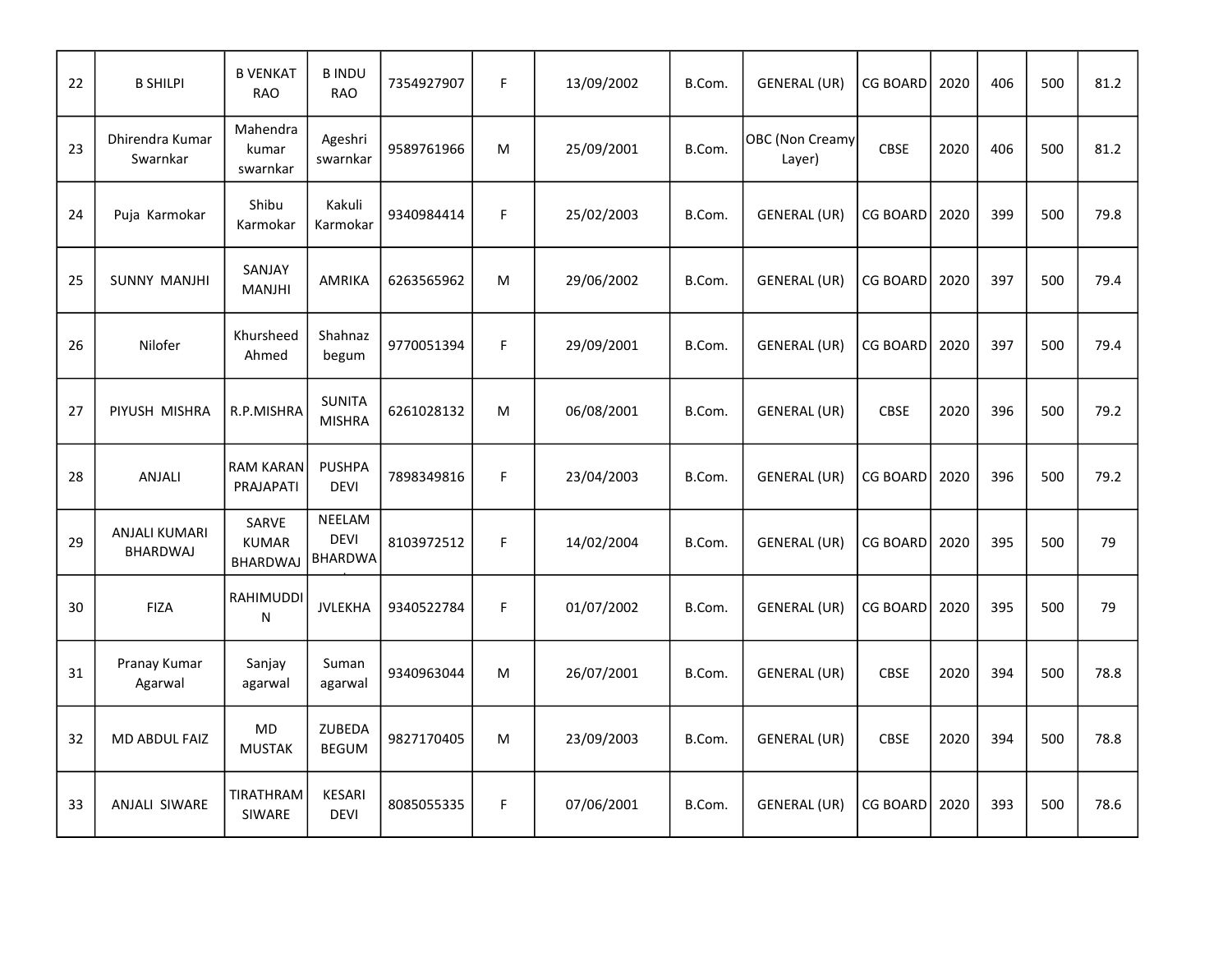| 22 | B SHILPI | B VENKAT RAO | B INDU RAO | 7354927907 | F | 13/09/2002 | B.Com. | GENERAL (UR) | CG BOARD | 2020 | 406 | 500 | 81.2 |
|---|---|---|---|---|---|---|---|---|---|---|---|---|---|
| 23 | Dhirendra Kumar Swarnkar | Mahendra kumar swarnkar | Ageshri swarnkar | 9589761966 | M | 25/09/2001 | B.Com. | OBC (Non Creamy Layer) | CBSE | 2020 | 406 | 500 | 81.2 |
| 24 | Puja Karmokar | Shibu Karmokar | Kakuli Karmokar | 9340984414 | F | 25/02/2003 | B.Com. | GENERAL (UR) | CG BOARD | 2020 | 399 | 500 | 79.8 |
| 25 | SUNNY MANJHI | SANJAY MANJHI | AMRIKA | 6263565962 | M | 29/06/2002 | B.Com. | GENERAL (UR) | CG BOARD | 2020 | 397 | 500 | 79.4 |
| 26 | Nilofer | Khursheed Ahmed | Shahnaz begum | 9770051394 | F | 29/09/2001 | B.Com. | GENERAL (UR) | CG BOARD | 2020 | 397 | 500 | 79.4 |
| 27 | PIYUSH MISHRA | R.P.MISHRA | SUNITA MISHRA | 6261028132 | M | 06/08/2001 | B.Com. | GENERAL (UR) | CBSE | 2020 | 396 | 500 | 79.2 |
| 28 | ANJALI | RAM KARAN PRAJAPATI | PUSHPA DEVI | 7898349816 | F | 23/04/2003 | B.Com. | GENERAL (UR) | CG BOARD | 2020 | 396 | 500 | 79.2 |
| 29 | ANJALI KUMARI BHARDWAJ | SARVE KUMAR BHARDWAJ | NEELAM DEVI BHARDWA | 8103972512 | F | 14/02/2004 | B.Com. | GENERAL (UR) | CG BOARD | 2020 | 395 | 500 | 79 |
| 30 | FIZA | RAHIMUDDIN | JVLEKHA | 9340522784 | F | 01/07/2002 | B.Com. | GENERAL (UR) | CG BOARD | 2020 | 395 | 500 | 79 |
| 31 | Pranay Kumar Agarwal | Sanjay agarwal | Suman agarwal | 9340963044 | M | 26/07/2001 | B.Com. | GENERAL (UR) | CBSE | 2020 | 394 | 500 | 78.8 |
| 32 | MD ABDUL FAIZ | MD MUSTAK | ZUBEDA BEGUM | 9827170405 | M | 23/09/2003 | B.Com. | GENERAL (UR) | CBSE | 2020 | 394 | 500 | 78.8 |
| 33 | ANJALI SIWARE | TIRATHRAM SIWARE | KESARI DEVI | 8085055335 | F | 07/06/2001 | B.Com. | GENERAL (UR) | CG BOARD | 2020 | 393 | 500 | 78.6 |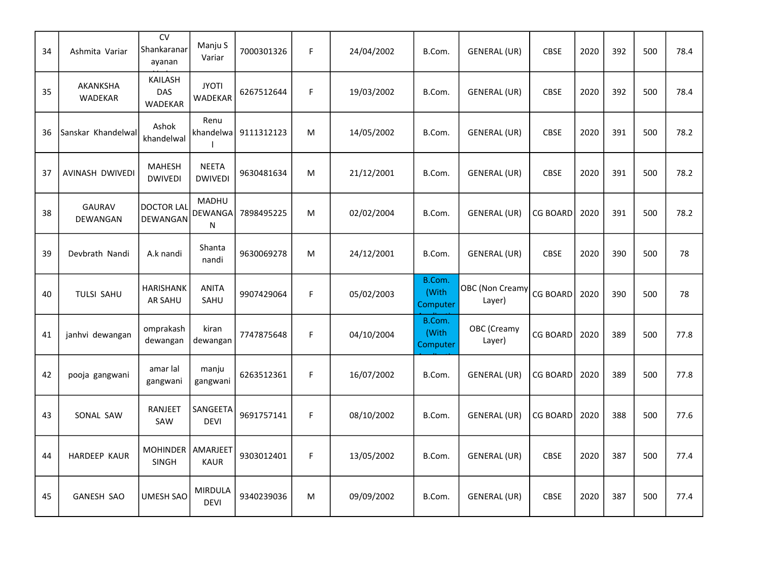| 34 | Ashmita Variar | CV Shankaranarayanan | Manju S Variar | 7000301326 | F | 24/04/2002 | B.Com. | GENERAL (UR) | CBSE | 2020 | 392 | 500 | 78.4 |
|---|---|---|---|---|---|---|---|---|---|---|---|---|---|
| 35 | AKANKSHA WADEKAR | KAILASH DAS WADEKAR | JYOTI WADEKAR | 6267512644 | F | 19/03/2002 | B.Com. | GENERAL (UR) | CBSE | 2020 | 392 | 500 | 78.4 |
| 36 | Sanskar Khandelwal | Ashok khandelwal | Renu khandelwal | 9111312123 | M | 14/05/2002 | B.Com. | GENERAL (UR) | CBSE | 2020 | 391 | 500 | 78.2 |
| 37 | AVINASH DWIVEDI | MAHESH DWIVEDI | NEETA DWIVEDI | 9630481634 | M | 21/12/2001 | B.Com. | GENERAL (UR) | CBSE | 2020 | 391 | 500 | 78.2 |
| 38 | GAURAV DEWANGAN | DOCTOR LAL DEWANGAN | MADHU DEWANGAN | 7898495225 | M | 02/02/2004 | B.Com. | GENERAL (UR) | CG BOARD | 2020 | 391 | 500 | 78.2 |
| 39 | Devbrath Nandi | A.k nandi | Shanta nandi | 9630069278 | M | 24/12/2001 | B.Com. | GENERAL (UR) | CBSE | 2020 | 390 | 500 | 78 |
| 40 | TULSI SAHU | HARISHANKAR SAHU | ANITA SAHU | 9907429064 | F | 05/02/2003 | B.Com. (With Computer | OBC (Non Creamy Layer) | CG BOARD | 2020 | 390 | 500 | 78 |
| 41 | janhvi dewangan | omprakash dewangan | kiran dewangan | 7747875648 | F | 04/10/2004 | B.Com. (With Computer | OBC (Creamy Layer) | CG BOARD | 2020 | 389 | 500 | 77.8 |
| 42 | pooja gangwani | amar lal gangwani | manju gangwani | 6263512361 | F | 16/07/2002 | B.Com. | GENERAL (UR) | CG BOARD | 2020 | 389 | 500 | 77.8 |
| 43 | SONAL SAW | RANJEET SAW | SANGEETA DEVI | 9691757141 | F | 08/10/2002 | B.Com. | GENERAL (UR) | CG BOARD | 2020 | 388 | 500 | 77.6 |
| 44 | HARDEEP KAUR | MOHINDER SINGH | AMARJEET KAUR | 9303012401 | F | 13/05/2002 | B.Com. | GENERAL (UR) | CBSE | 2020 | 387 | 500 | 77.4 |
| 45 | GANESH SAO | UMESH SAO | MIRDULA DEVI | 9340239036 | M | 09/09/2002 | B.Com. | GENERAL (UR) | CBSE | 2020 | 387 | 500 | 77.4 |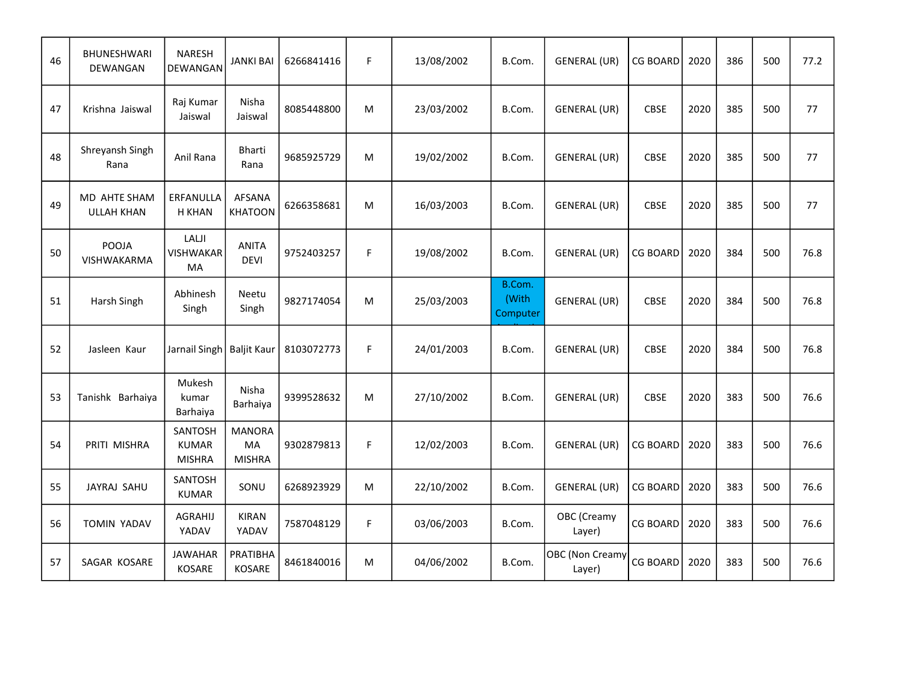| 46 | BHUNESHWARI DEWANGAN | NARESH DEWANGAN | JANKI BAI | 6266841416 | F | 13/08/2002 | B.Com. | GENERAL (UR) | CG BOARD | 2020 | 386 | 500 | 77.2 |
|---|---|---|---|---|---|---|---|---|---|---|---|---|---|
| 47 | Krishna Jaiswal | Raj Kumar Jaiswal | Nisha Jaiswal | 8085448800 | M | 23/03/2002 | B.Com. | GENERAL (UR) | CBSE | 2020 | 385 | 500 | 77 |
| 48 | Shreyansh Singh Rana | Anil Rana | Bharti Rana | 9685925729 | M | 19/02/2002 | B.Com. | GENERAL (UR) | CBSE | 2020 | 385 | 500 | 77 |
| 49 | MD AHTE SHAM ULLAH KHAN | ERFANULLAH KHAN | AFSANA KHATOON | 6266358681 | M | 16/03/2003 | B.Com. | GENERAL (UR) | CBSE | 2020 | 385 | 500 | 77 |
| 50 | POOJA VISHWAKARMA | LALJI VISHWAKARMA | ANITA DEVI | 9752403257 | F | 19/08/2002 | B.Com. | GENERAL (UR) | CG BOARD | 2020 | 384 | 500 | 76.8 |
| 51 | Harsh Singh | Abhinesh Singh | Neetu Singh | 9827174054 | M | 25/03/2003 | B.Com. (With Computer | GENERAL (UR) | CBSE | 2020 | 384 | 500 | 76.8 |
| 52 | Jasleen Kaur | Jarnail Singh | Baljit Kaur | 8103072773 | F | 24/01/2003 | B.Com. | GENERAL (UR) | CBSE | 2020 | 384 | 500 | 76.8 |
| 53 | Tanishk Barhaiya | Mukesh kumar Barhaiya | Nisha Barhaiya | 9399528632 | M | 27/10/2002 | B.Com. | GENERAL (UR) | CBSE | 2020 | 383 | 500 | 76.6 |
| 54 | PRITI MISHRA | SANTOSH KUMAR MISHRA | MANORAMA MISHRA | 9302879813 | F | 12/02/2003 | B.Com. | GENERAL (UR) | CG BOARD | 2020 | 383 | 500 | 76.6 |
| 55 | JAYRAJ SAHU | SANTOSH KUMAR | SONU | 6268923929 | M | 22/10/2002 | B.Com. | GENERAL (UR) | CG BOARD | 2020 | 383 | 500 | 76.6 |
| 56 | TOMIN YADAV | AGRAHIJ YADAV | KIRAN YADAV | 7587048129 | F | 03/06/2003 | B.Com. | OBC (Creamy Layer) | CG BOARD | 2020 | 383 | 500 | 76.6 |
| 57 | SAGAR KOSARE | JAWAHAR KOSARE | PRATIBHA KOSARE | 8461840016 | M | 04/06/2002 | B.Com. | OBC (Non Creamy Layer) | CG BOARD | 2020 | 383 | 500 | 76.6 |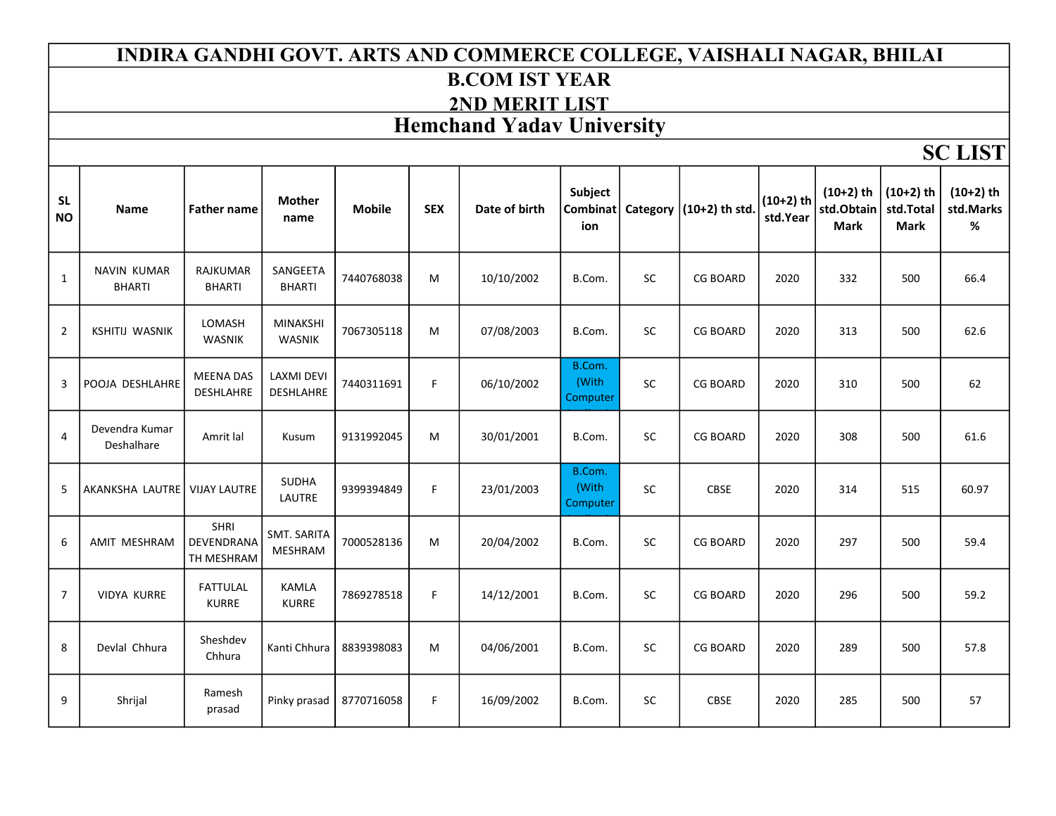# INDIRA GANDHI GOVT. ARTS AND COMMERCE COLLEGE, VAISHALI NAGAR, BHILAI

## B.COM IST YEAR

## 2ND MERIT LIST

## Hemchand Yadav University

### SC LIST

| SL NO | Name | Father name | Mother name | Mobile | SEX | Date of birth | Subject Combination | Category | (10+2) th std. | (10+2) th std.Year | (10+2) th std.Obtain Mark | (10+2) th std.Total Mark | (10+2) th std.Marks % |
|---|---|---|---|---|---|---|---|---|---|---|---|---|---|
| 1 | NAVIN KUMAR BHARTI | RAJKUMAR BHARTI | SANGEETA BHARTI | 7440768038 | M | 10/10/2002 | B.Com. | SC | CG BOARD | 2020 | 332 | 500 | 66.4 |
| 2 | KSHITIJ WASNIK | LOMASH WASNIK | MINAKSHI WASNIK | 7067305118 | M | 07/08/2003 | B.Com. | SC | CG BOARD | 2020 | 313 | 500 | 62.6 |
| 3 | POOJA DESHLAHRE | MEENA DAS DESHLAHRE | LAXMI DEVI DESHLAHRE | 7440311691 | F | 06/10/2002 | B.Com. (With Computer | SC | CG BOARD | 2020 | 310 | 500 | 62 |
| 4 | Devendra Kumar Deshalhare | Amrit lal | Kusum | 9131992045 | M | 30/01/2001 | B.Com. | SC | CG BOARD | 2020 | 308 | 500 | 61.6 |
| 5 | AKANKSHA LAUTRE | VIJAY LAUTRE | SUDHA LAUTRE | 9399394849 | F | 23/01/2003 | B.Com. (With Computer | SC | CBSE | 2020 | 314 | 515 | 60.97 |
| 6 | AMIT MESHRAM | SHRI DEVENDRANATH MESHRAM | SMT. SARITA MESHRAM | 7000528136 | M | 20/04/2002 | B.Com. | SC | CG BOARD | 2020 | 297 | 500 | 59.4 |
| 7 | VIDYA KURRE | FATTULAL KURRE | KAMLA KURRE | 7869278518 | F | 14/12/2001 | B.Com. | SC | CG BOARD | 2020 | 296 | 500 | 59.2 |
| 8 | Devlal Chhura | Sheshdev Chhura | Kanti Chhura | 8839398083 | M | 04/06/2001 | B.Com. | SC | CG BOARD | 2020 | 289 | 500 | 57.8 |
| 9 | Shrijal | Ramesh prasad | Pinky prasad | 8770716058 | F | 16/09/2002 | B.Com. | SC | CBSE | 2020 | 285 | 500 | 57 |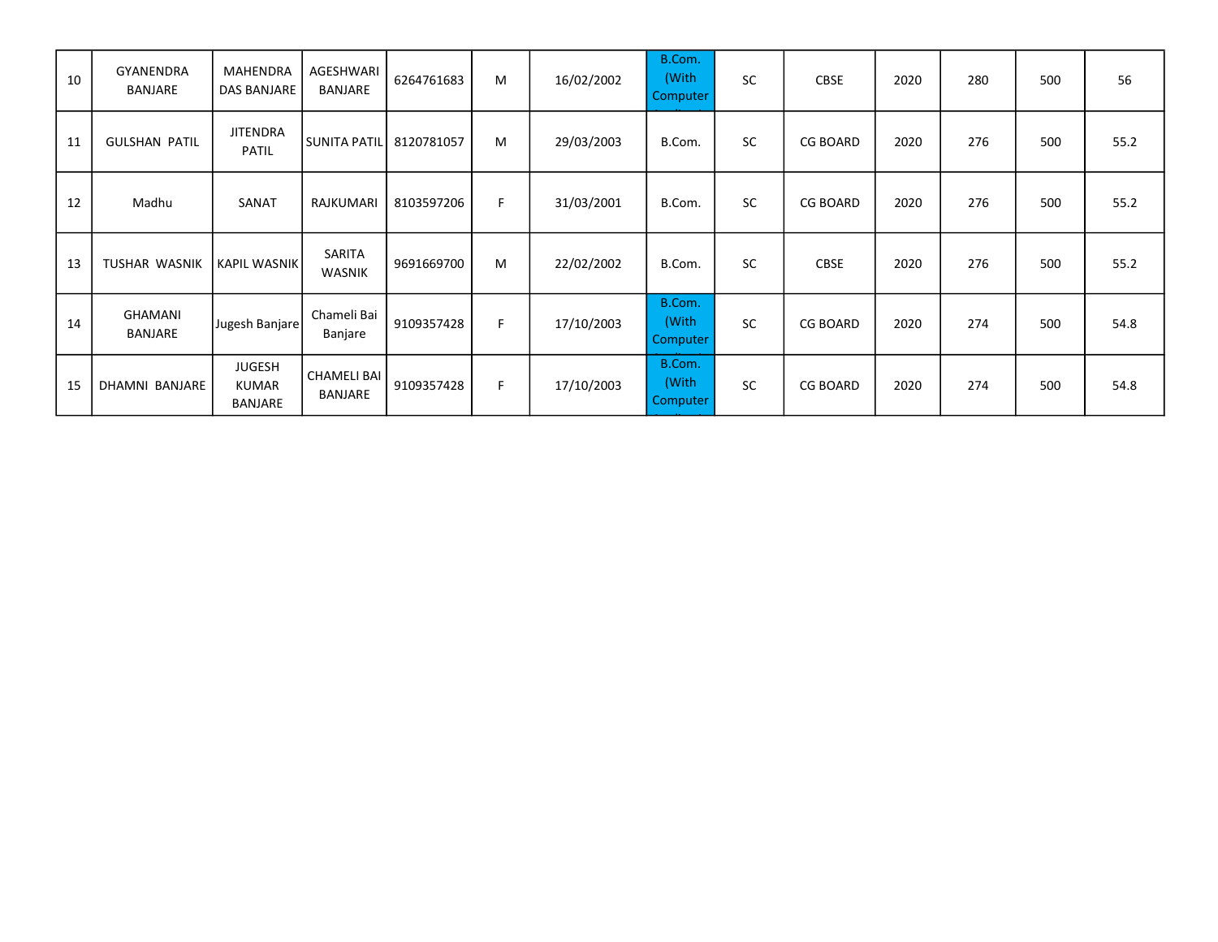| 10 | GYANENDRA BANJARE | MAHENDRA DAS BANJARE | AGESHWARI BANJARE | 6264761683 | M | 16/02/2002 | B.Com. (With Computer | SC | CBSE | 2020 | 280 | 500 | 56 |
|---|---|---|---|---|---|---|---|---|---|---|---|---|---|
| 11 | GULSHAN PATIL | JITENDRA PATIL | SUNITA PATIL | 8120781057 | M | 29/03/2003 | B.Com. | SC | CG BOARD | 2020 | 276 | 500 | 55.2 |
| 12 | Madhu | SANAT | RAJKUMARI | 8103597206 | F | 31/03/2001 | B.Com. | SC | CG BOARD | 2020 | 276 | 500 | 55.2 |
| 13 | TUSHAR WASNIK | KAPIL WASNIK | SARITA WASNIK | 9691669700 | M | 22/02/2002 | B.Com. | SC | CBSE | 2020 | 276 | 500 | 55.2 |
| 14 | GHAMANI BANJARE | Jugesh Banjare | Chameli Bai Banjare | 9109357428 | F | 17/10/2003 | B.Com. (With Computer | SC | CG BOARD | 2020 | 274 | 500 | 54.8 |
| 15 | DHAMNI BANJARE | JUGESH KUMAR BANJARE | CHAMELI BAI BANJARE | 9109357428 | F | 17/10/2003 | B.Com. (With Computer | SC | CG BOARD | 2020 | 274 | 500 | 54.8 |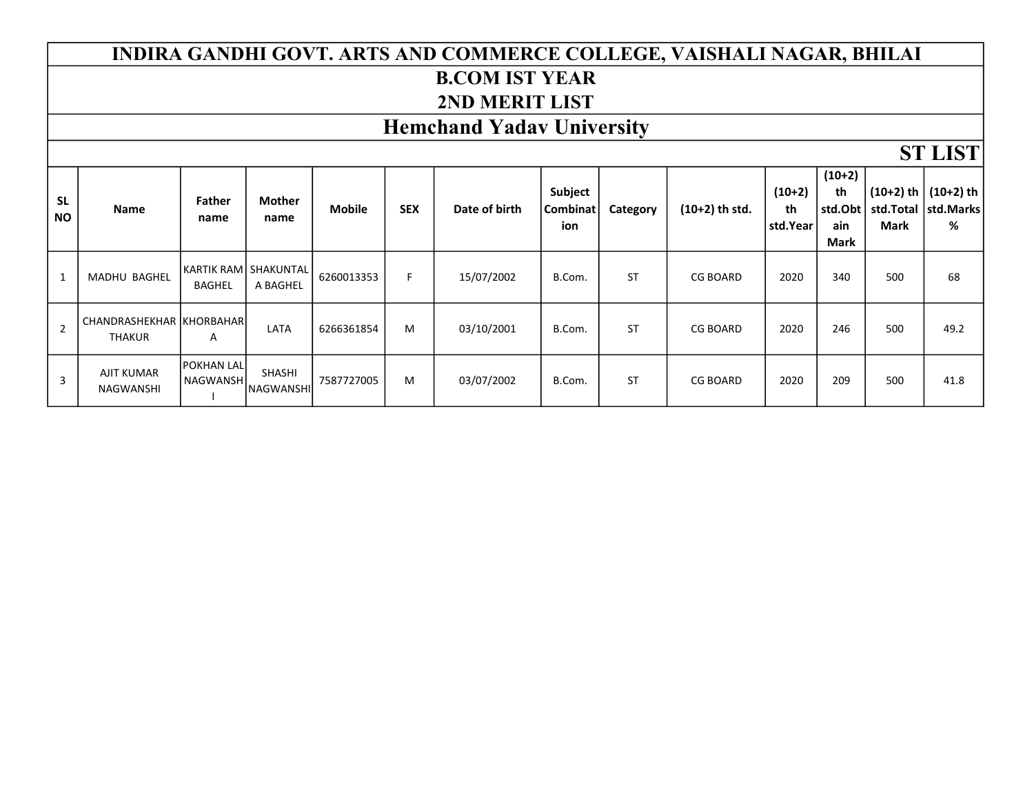# INDIRA GANDHI GOVT. ARTS AND COMMERCE COLLEGE, VAISHALI NAGAR, BHILAI

## B.COM IST YEAR

## 2ND MERIT LIST

## Hemchand Yadav University

### ST LIST

| SL NO | Name | Father name | Mother name | Mobile | SEX | Date of birth | Subject Combination | Category | (10+2) th std. | (10+2) th std.Year | (10+2) th std.Obtain Mark | (10+2) th std.Total Mark | (10+2) th std.Marks % |
|---|---|---|---|---|---|---|---|---|---|---|---|---|---|
| 1 | MADHU BAGHEL | KARTIK RAM BAGHEL | SHAKUNTALA BAGHEL | 6260013353 | F | 15/07/2002 | B.Com. | ST | CG BOARD | 2020 | 340 | 500 | 68 |
| 2 | CHANDRASHEKHAR THAKUR | KHORBAHARA | LATA | 6266361854 | M | 03/10/2001 | B.Com. | ST | CG BOARD | 2020 | 246 | 500 | 49.2 |
| 3 | AJIT KUMAR NAGWANSHI | POKHAN LAL NAGWANSHI | SHASHI NAGWANSHI | 7587727005 | M | 03/07/2002 | B.Com. | ST | CG BOARD | 2020 | 209 | 500 | 41.8 |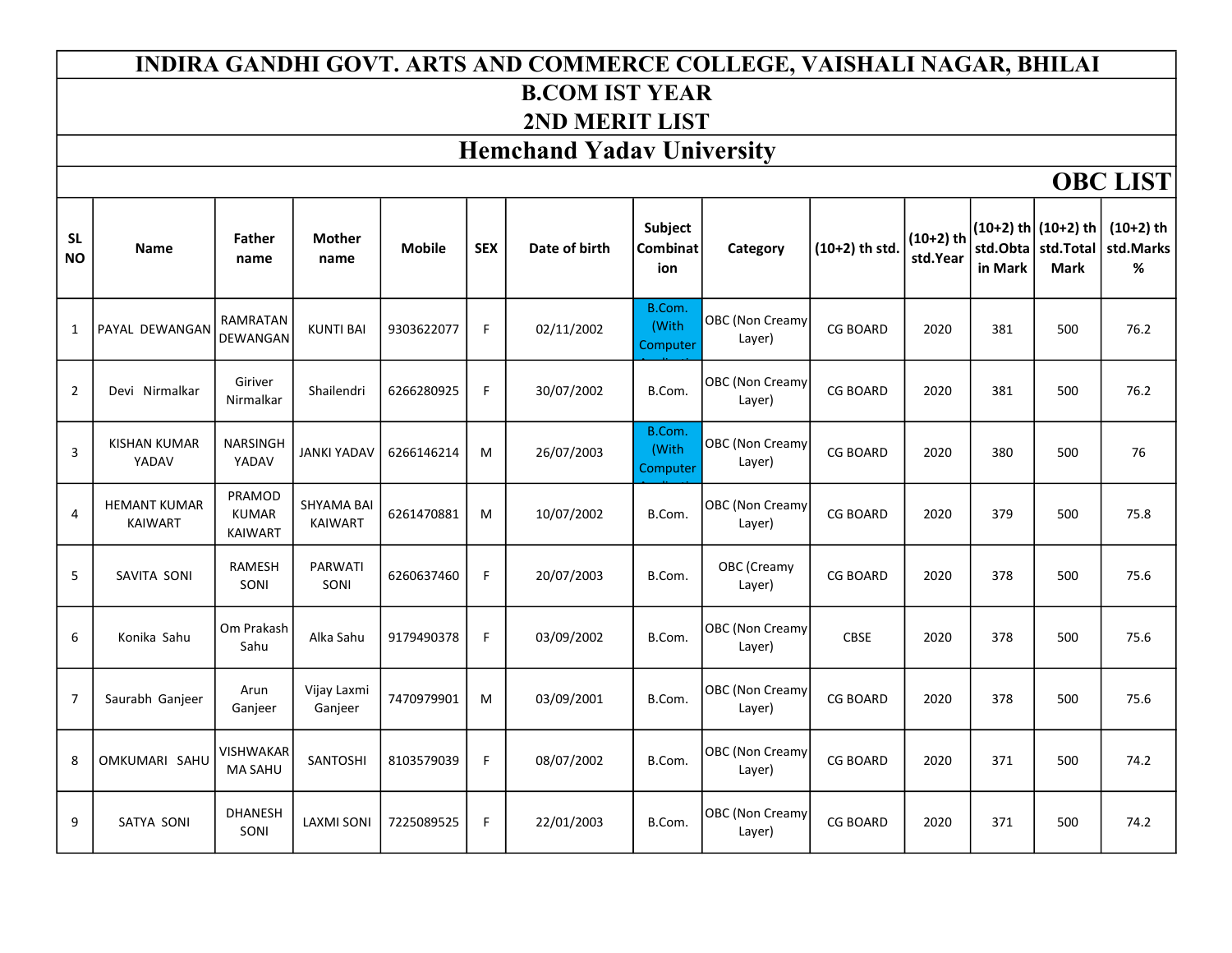# INDIRA GANDHI GOVT. ARTS AND COMMERCE COLLEGE, VAISHALI NAGAR, BHILAI

## B.COM IST YEAR

## 2ND MERIT LIST

## Hemchand Yadav University

## OBC LIST

| SL NO | Name | Father name | Mother name | Mobile | SEX | Date of birth | Subject Combination | Category | (10+2) th std. | (10+2) th std.Year | (10+2) th std.Obtain Mark | (10+2) th std.Total Mark | (10+2) th std.Marks % |
|---|---|---|---|---|---|---|---|---|---|---|---|---|---|
| 1 | PAYAL DEWANGAN | RAMRATAN DEWANGAN | KUNTI BAI | 9303622077 | F | 02/11/2002 | B.Com. (With Computer | OBC (Non Creamy Layer) | CG BOARD | 2020 | 381 | 500 | 76.2 |
| 2 | Devi Nirmalkar | Giriver Nirmalkar | Shailendri | 6266280925 | F | 30/07/2002 | B.Com. | OBC (Non Creamy Layer) | CG BOARD | 2020 | 381 | 500 | 76.2 |
| 3 | KISHAN KUMAR YADAV | NARSINGH YADAV | JANKI YADAV | 6266146214 | M | 26/07/2003 | B.Com. (With Computer | OBC (Non Creamy Layer) | CG BOARD | 2020 | 380 | 500 | 76 |
| 4 | HEMANT KUMAR KAIWART | PRAMOD KUMAR KAIWART | SHYAMA BAI KAIWART | 6261470881 | M | 10/07/2002 | B.Com. | OBC (Non Creamy Layer) | CG BOARD | 2020 | 379 | 500 | 75.8 |
| 5 | SAVITA SONI | RAMESH SONI | PARWATI SONI | 6260637460 | F | 20/07/2003 | B.Com. | OBC (Creamy Layer) | CG BOARD | 2020 | 378 | 500 | 75.6 |
| 6 | Konika Sahu | Om Prakash Sahu | Alka Sahu | 9179490378 | F | 03/09/2002 | B.Com. | OBC (Non Creamy Layer) | CBSE | 2020 | 378 | 500 | 75.6 |
| 7 | Saurabh Ganjeer | Arun Ganjeer | Vijay Laxmi Ganjeer | 7470979901 | M | 03/09/2001 | B.Com. | OBC (Non Creamy Layer) | CG BOARD | 2020 | 378 | 500 | 75.6 |
| 8 | OMKUMARI SAHU | VISHWAKARMA SAHU | SANTOSHI | 8103579039 | F | 08/07/2002 | B.Com. | OBC (Non Creamy Layer) | CG BOARD | 2020 | 371 | 500 | 74.2 |
| 9 | SATYA SONI | DHANESH SONI | LAXMI SONI | 7225089525 | F | 22/01/2003 | B.Com. | OBC (Non Creamy Layer) | CG BOARD | 2020 | 371 | 500 | 74.2 |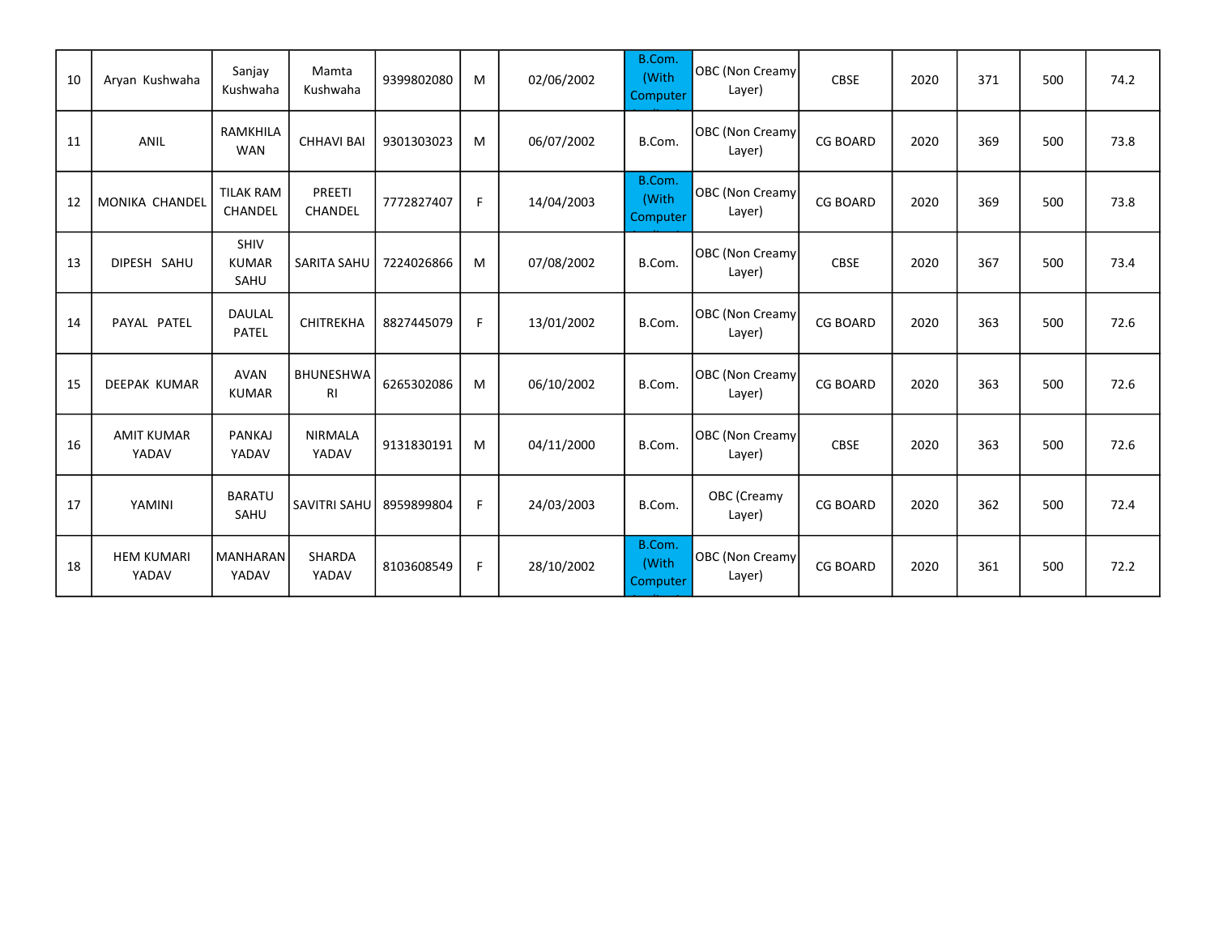| | | | | | | | | | | | | | |
|---|---|---|---|---|---|---|---|---|---|---|---|---|---|
| 10 | Aryan Kushwaha | Sanjay Kushwaha | Mamta Kushwaha | 9399802080 | M | 02/06/2002 | B.Com. (With Computer | OBC (Non Creamy Layer) | CBSE | 2020 | 371 | 500 | 74.2 |
| 11 | ANIL | RAMKHILAWAN | CHHAVI BAI | 9301303023 | M | 06/07/2002 | B.Com. | OBC (Non Creamy Layer) | CG BOARD | 2020 | 369 | 500 | 73.8 |
| 12 | MONIKA CHANDEL | TILAK RAM CHANDEL | PREETI CHANDEL | 7772827407 | F | 14/04/2003 | B.Com. (With Computer | OBC (Non Creamy Layer) | CG BOARD | 2020 | 369 | 500 | 73.8 |
| 13 | DIPESH SAHU | SHIV KUMAR SAHU | SARITA SAHU | 7224026866 | M | 07/08/2002 | B.Com. | OBC (Non Creamy Layer) | CBSE | 2020 | 367 | 500 | 73.4 |
| 14 | PAYAL PATEL | DAULAL PATEL | CHITREKHA | 8827445079 | F | 13/01/2002 | B.Com. | OBC (Non Creamy Layer) | CG BOARD | 2020 | 363 | 500 | 72.6 |
| 15 | DEEPAK KUMAR | AVAN KUMAR | BHUNESHWARI | 6265302086 | M | 06/10/2002 | B.Com. | OBC (Non Creamy Layer) | CG BOARD | 2020 | 363 | 500 | 72.6 |
| 16 | AMIT KUMAR YADAV | PANKAJ YADAV | NIRMALA YADAV | 9131830191 | M | 04/11/2000 | B.Com. | OBC (Non Creamy Layer) | CBSE | 2020 | 363 | 500 | 72.6 |
| 17 | YAMINI | BARATU SAHU | SAVITRI SAHU | 8959899804 | F | 24/03/2003 | B.Com. | OBC (Creamy Layer) | CG BOARD | 2020 | 362 | 500 | 72.4 |
| 18 | HEM KUMARI YADAV | MANHARAN YADAV | SHARDA YADAV | 8103608549 | F | 28/10/2002 | B.Com. (With Computer | OBC (Non Creamy Layer) | CG BOARD | 2020 | 361 | 500 | 72.2 |